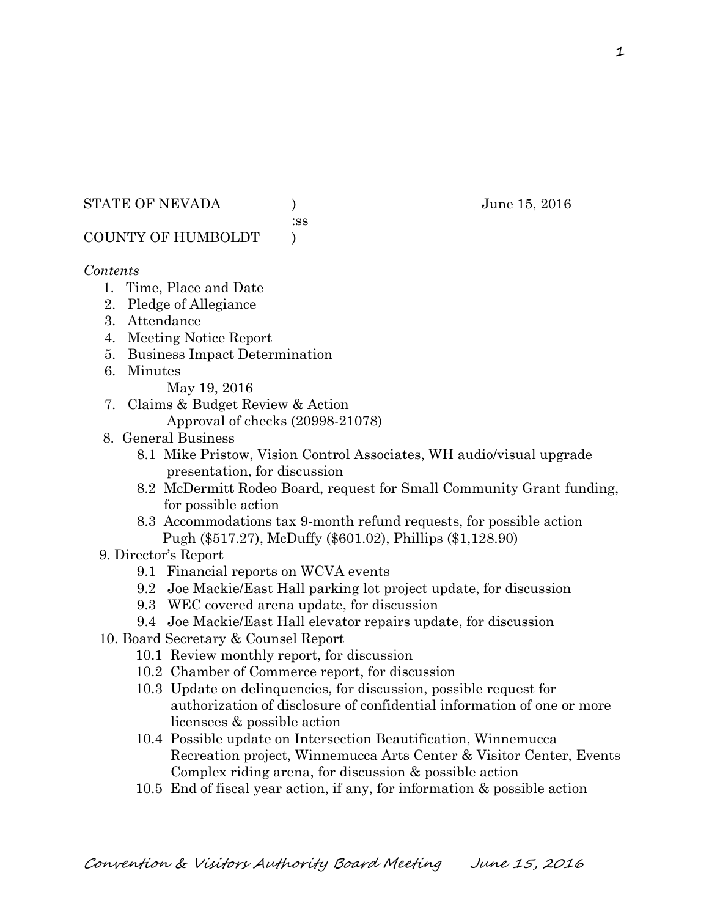STATE OF NEVADA )                    June 15, 2016
:ss
COUNTY OF HUMBOLDT )

*Contents*

1. Time, Place and Date
2. Pledge of Allegiance
3. Attendance
4. Meeting Notice Report
5. Business Impact Determination
6. Minutes
   May 19, 2016
7. Claims & Budget Review & Action
   Approval of checks (20998-21078)
8. General Business
   - 8.1 Mike Pristow, Vision Control Associates, WH audio/visual upgrade presentation, for discussion
   - 8.2 McDermitt Rodeo Board, request for Small Community Grant funding, for possible action
   - 8.3 Accommodations tax 9-month refund requests, for possible action Pugh ($517.27), McDuffy ($601.02), Phillips ($1,128.90)
9. Director's Report
   - 9.1 Financial reports on WCVA events
   - 9.2 Joe Mackie/East Hall parking lot project update, for discussion
   - 9.3 WEC covered arena update, for discussion
   - 9.4 Joe Mackie/East Hall elevator repairs update, for discussion
10. Board Secretary & Counsel Report
    - 10.1 Review monthly report, for discussion
    - 10.2 Chamber of Commerce report, for discussion
    - 10.3 Update on delinquencies, for discussion, possible request for authorization of disclosure of confidential information of one or more licensees & possible action
    - 10.4 Possible update on Intersection Beautification, Winnemucca Recreation project, Winnemucca Arts Center & Visitor Center, Events Complex riding arena, for discussion & possible action
    - 10.5 End of fiscal year action, if any, for information & possible action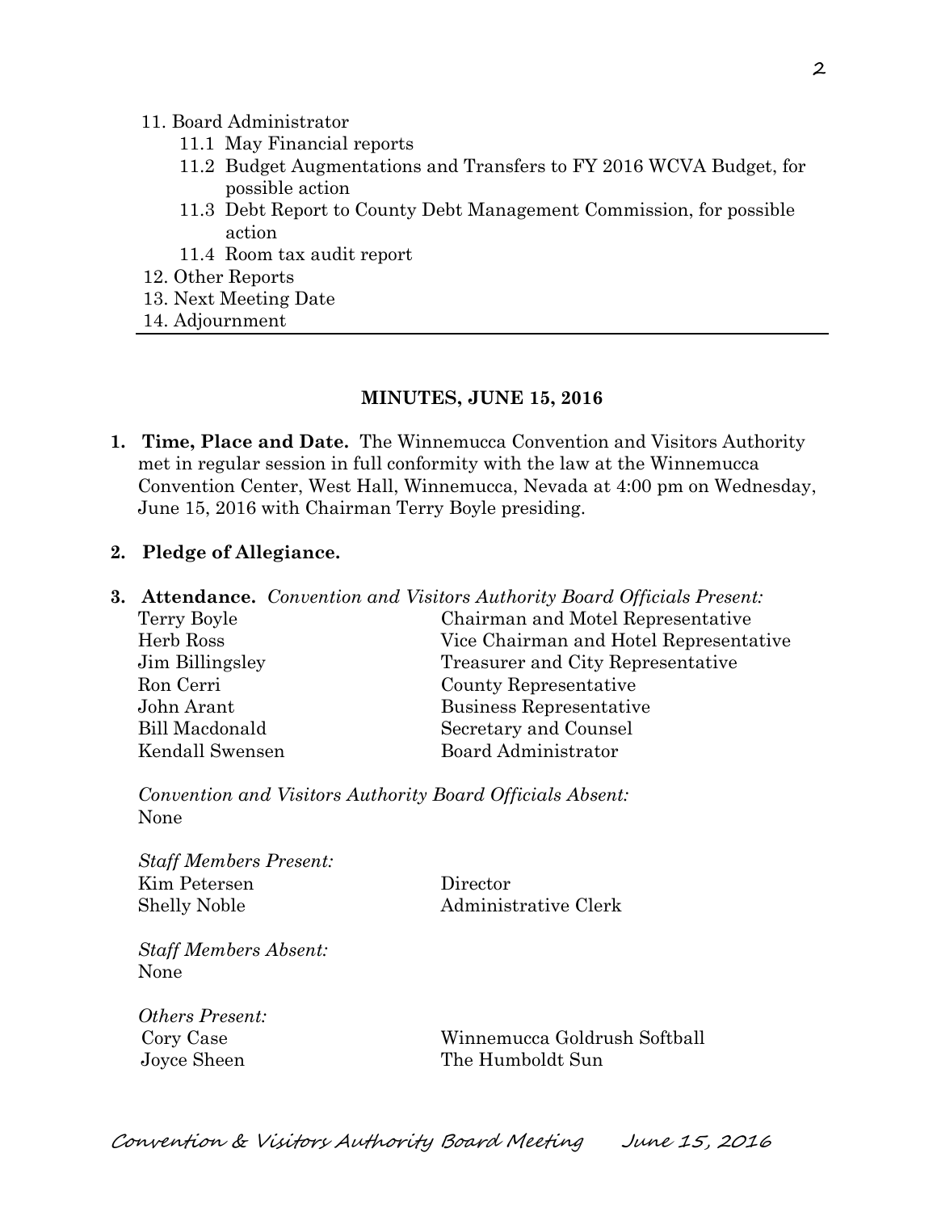11. Board Administrator
    - 11.1 May Financial reports
    - 11.2 Budget Augmentations and Transfers to FY 2016 WCVA Budget, for possible action
    - 11.3 Debt Report to County Debt Management Commission, for possible action
    - 11.4 Room tax audit report
12. Other Reports
13. Next Meeting Date
14. Adjournment

---

**MINUTES, JUNE 15, 2016**

1. **Time, Place and Date.** The Winnemucca Convention and Visitors Authority met in regular session in full conformity with the law at the Winnemucca Convention Center, West Hall, Winnemucca, Nevada at 4:00 pm on Wednesday, June 15, 2016 with Chairman Terry Boyle presiding.

2. **Pledge of Allegiance.**

3. **Attendance.** *Convention and Visitors Authority Board Officials Present:*

| | |
|---|---|
| Terry Boyle | Chairman and Motel Representative |
| Herb Ross | Vice Chairman and Hotel Representative |
| Jim Billingsley | Treasurer and City Representative |
| Ron Cerri | County Representative |
| John Arant | Business Representative |
| Bill Macdonald | Secretary and Counsel |
| Kendall Swensen | Board Administrator |

*Convention and Visitors Authority Board Officials Absent:*
None

*Staff Members Present:*

| | |
|---|---|
| Kim Petersen | Director |
| Shelly Noble | Administrative Clerk |

*Staff Members Absent:*
None

*Others Present:*

| | |
|---|---|
| Cory Case | Winnemucca Goldrush Softball |
| Joyce Sheen | The Humboldt Sun |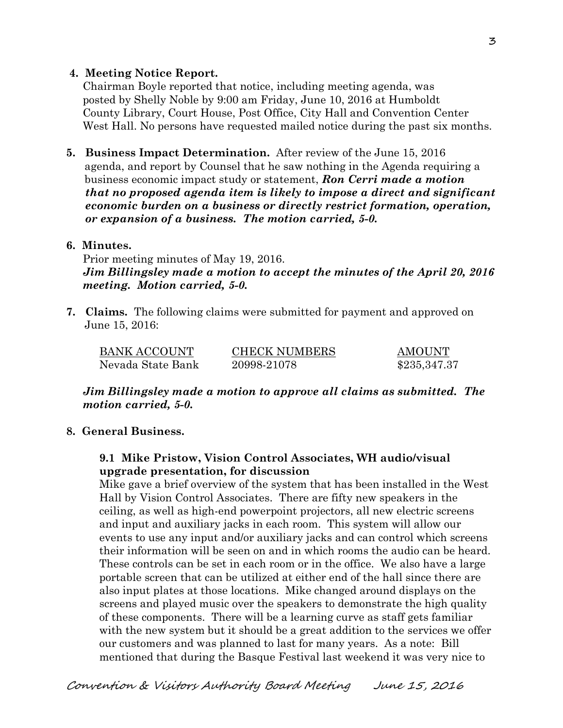**4. Meeting Notice Report.**

Chairman Boyle reported that notice, including meeting agenda, was posted by Shelly Noble by 9:00 am Friday, June 10, 2016 at Humboldt County Library, Court House, Post Office, City Hall and Convention Center West Hall. No persons have requested mailed notice during the past six months.

**5. Business Impact Determination.** After review of the June 15, 2016 agenda, and report by Counsel that he saw nothing in the Agenda requiring a business economic impact study or statement, ***Ron Cerri made a motion that no proposed agenda item is likely to impose a direct and significant economic burden on a business or directly restrict formation, operation, or expansion of a business. The motion carried, 5-0.***

**6. Minutes.**

Prior meeting minutes of May 19, 2016.
***Jim Billingsley made a motion to accept the minutes of the April 20, 2016 meeting. Motion carried, 5-0.***

**7. Claims.** The following claims were submitted for payment and approved on June 15, 2016:

| BANK ACCOUNT | CHECK NUMBERS | AMOUNT |
|---|---|---|
| Nevada State Bank | 20998-21078 | $235,347.37 |

***Jim Billingsley made a motion to approve all claims as submitted. The motion carried, 5-0.***

**8. General Business.**

**9.1 Mike Pristow, Vision Control Associates, WH audio/visual upgrade presentation, for discussion**

Mike gave a brief overview of the system that has been installed in the West Hall by Vision Control Associates. There are fifty new speakers in the ceiling, as well as high-end powerpoint projectors, all new electric screens and input and auxiliary jacks in each room. This system will allow our events to use any input and/or auxiliary jacks and can control which screens their information will be seen on and in which rooms the audio can be heard. These controls can be set in each room or in the office. We also have a large portable screen that can be utilized at either end of the hall since there are also input plates at those locations. Mike changed around displays on the screens and played music over the speakers to demonstrate the high quality of these components. There will be a learning curve as staff gets familiar with the new system but it should be a great addition to the services we offer our customers and was planned to last for many years. As a note: Bill mentioned that during the Basque Festival last weekend it was very nice to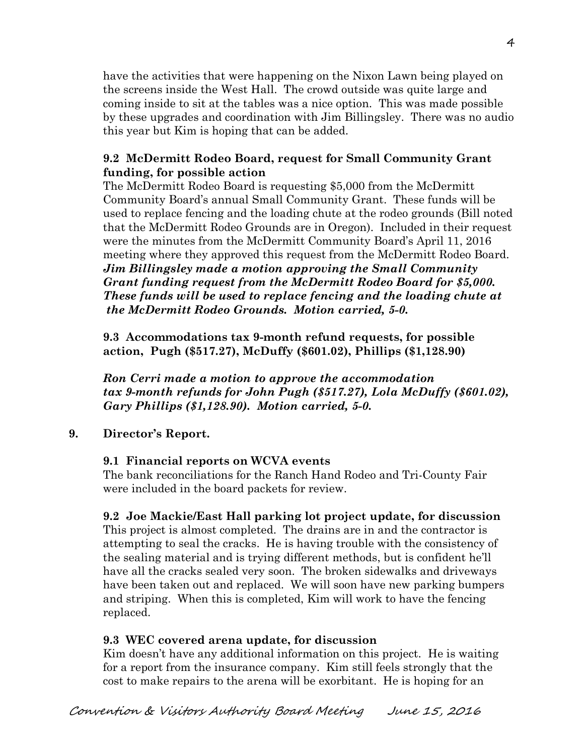have the activities that were happening on the Nixon Lawn being played on the screens inside the West Hall. The crowd outside was quite large and coming inside to sit at the tables was a nice option. This was made possible by these upgrades and coordination with Jim Billingsley. There was no audio this year but Kim is hoping that can be added.

**9.2 McDermitt Rodeo Board, request for Small Community Grant funding, for possible action**

The McDermitt Rodeo Board is requesting $5,000 from the McDermitt Community Board's annual Small Community Grant. These funds will be used to replace fencing and the loading chute at the rodeo grounds (Bill noted that the McDermitt Rodeo Grounds are in Oregon). Included in their request were the minutes from the McDermitt Community Board's April 11, 2016 meeting where they approved this request from the McDermitt Rodeo Board. ***Jim Billingsley made a motion approving the Small Community Grant funding request from the McDermitt Rodeo Board for $5,000. These funds will be used to replace fencing and the loading chute at the McDermitt Rodeo Grounds. Motion carried, 5-0.***

**9.3 Accommodations tax 9-month refund requests, for possible action, Pugh ($517.27), McDuffy ($601.02), Phillips ($1,128.90)**

***Ron Cerri made a motion to approve the accommodation tax 9-month refunds for John Pugh ($517.27), Lola McDuffy ($601.02), Gary Phillips ($1,128.90). Motion carried, 5-0.***

**9. Director's Report.**

**9.1 Financial reports on WCVA events**

The bank reconciliations for the Ranch Hand Rodeo and Tri-County Fair were included in the board packets for review.

**9.2 Joe Mackie/East Hall parking lot project update, for discussion**

This project is almost completed. The drains are in and the contractor is attempting to seal the cracks. He is having trouble with the consistency of the sealing material and is trying different methods, but is confident he'll have all the cracks sealed very soon. The broken sidewalks and driveways have been taken out and replaced. We will soon have new parking bumpers and striping. When this is completed, Kim will work to have the fencing replaced.

**9.3 WEC covered arena update, for discussion**

Kim doesn't have any additional information on this project. He is waiting for a report from the insurance company. Kim still feels strongly that the cost to make repairs to the arena will be exorbitant. He is hoping for an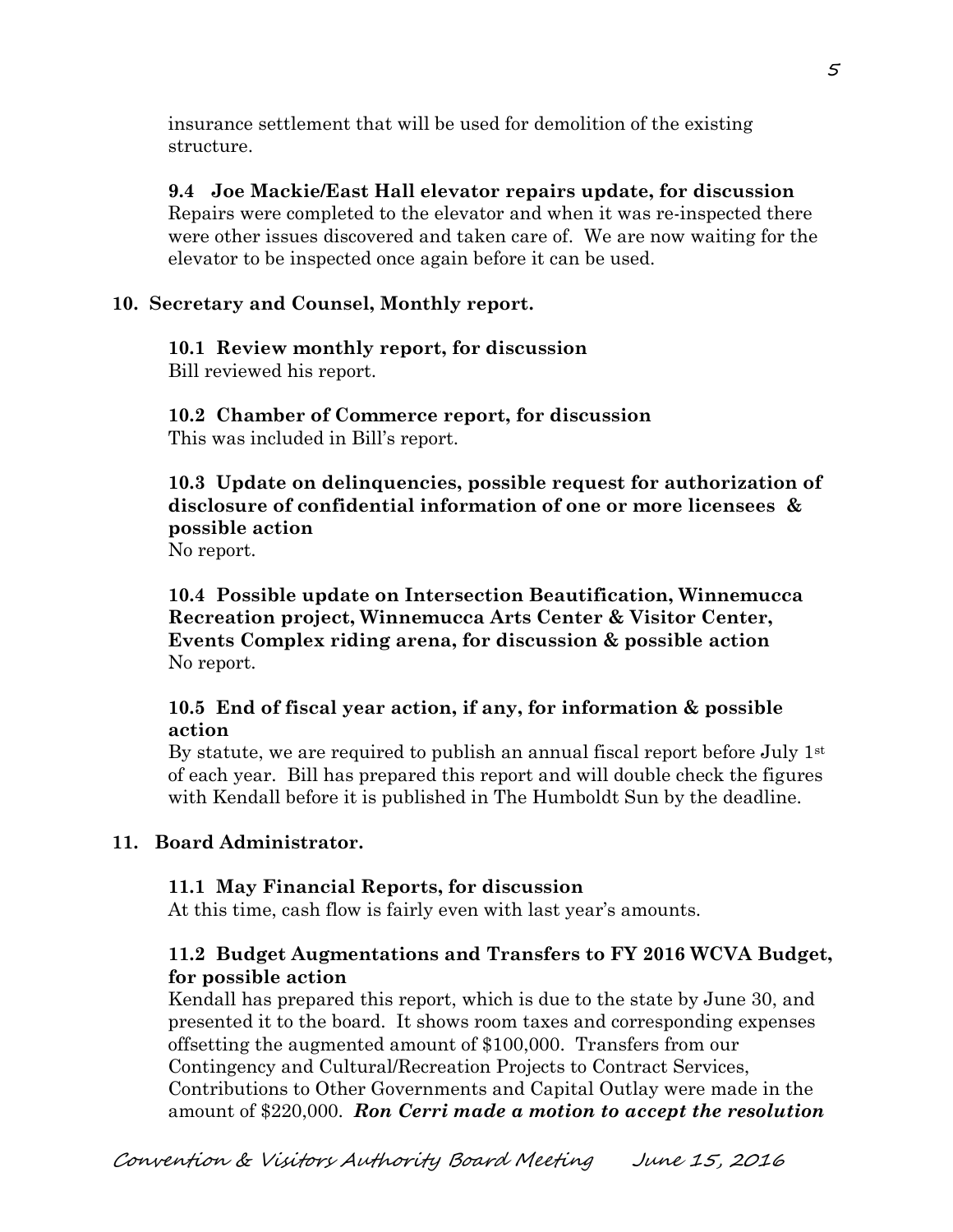insurance settlement that will be used for demolition of the existing structure.

**9.4 Joe Mackie/East Hall elevator repairs update, for discussion**
Repairs were completed to the elevator and when it was re-inspected there were other issues discovered and taken care of. We are now waiting for the elevator to be inspected once again before it can be used.

## 10. Secretary and Counsel, Monthly report.

**10.1 Review monthly report, for discussion**
Bill reviewed his report.

**10.2 Chamber of Commerce report, for discussion**
This was included in Bill's report.

**10.3 Update on delinquencies, possible request for authorization of disclosure of confidential information of one or more licensees & possible action**
No report.

**10.4 Possible update on Intersection Beautification, Winnemucca Recreation project, Winnemucca Arts Center & Visitor Center, Events Complex riding arena, for discussion & possible action**
No report.

**10.5 End of fiscal year action, if any, for information & possible action**
By statute, we are required to publish an annual fiscal report before July 1st of each year. Bill has prepared this report and will double check the figures with Kendall before it is published in The Humboldt Sun by the deadline.

## 11. Board Administrator.

**11.1 May Financial Reports, for discussion**
At this time, cash flow is fairly even with last year's amounts.

**11.2 Budget Augmentations and Transfers to FY 2016 WCVA Budget, for possible action**
Kendall has prepared this report, which is due to the state by June 30, and presented it to the board. It shows room taxes and corresponding expenses offsetting the augmented amount of $100,000. Transfers from our Contingency and Cultural/Recreation Projects to Contract Services, Contributions to Other Governments and Capital Outlay were made in the amount of $220,000. ***Ron Cerri made a motion to accept the resolution***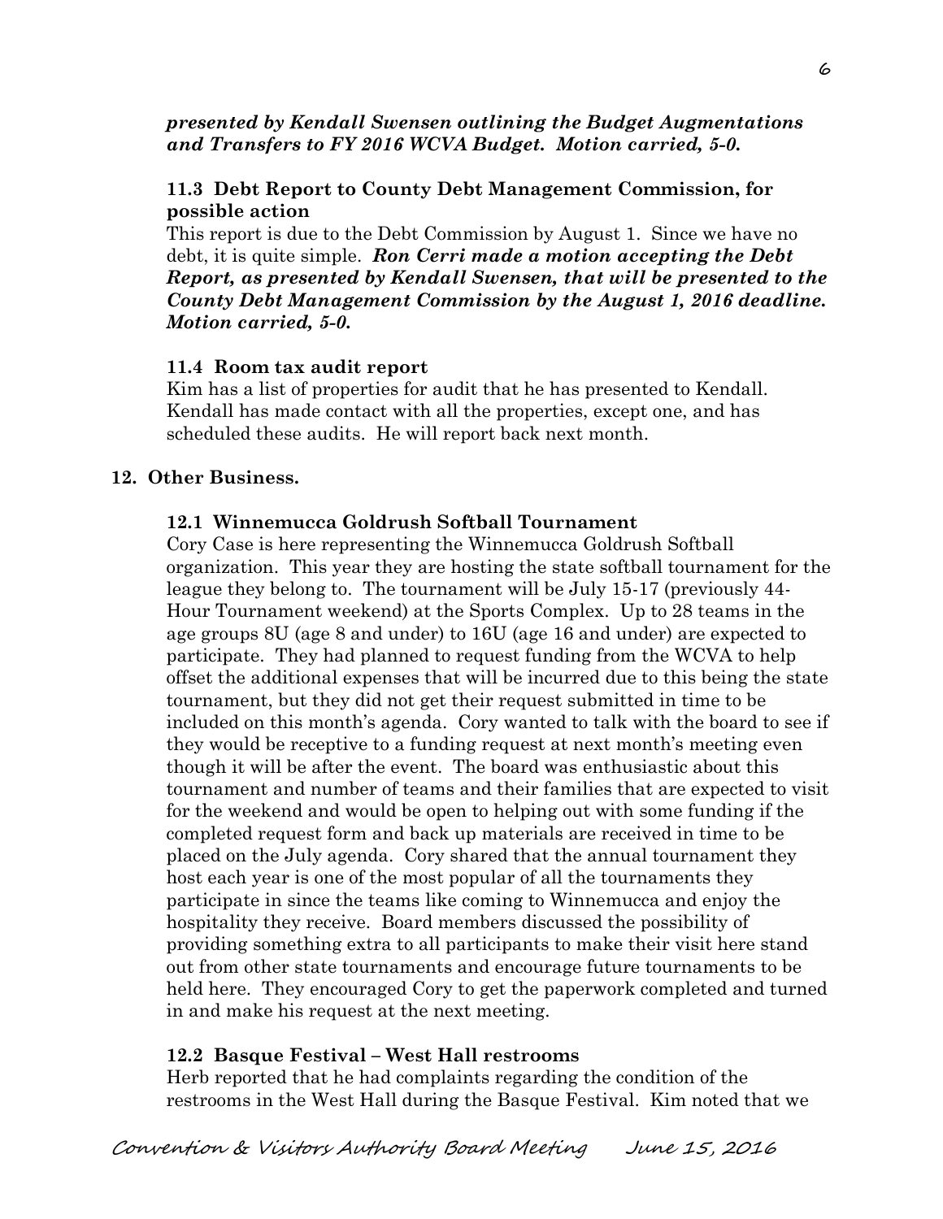***presented by Kendall Swensen outlining the Budget Augmentations and Transfers to FY 2016 WCVA Budget. Motion carried, 5-0.***

**11.3 Debt Report to County Debt Management Commission, for possible action**

This report is due to the Debt Commission by August 1. Since we have no debt, it is quite simple. ***Ron Cerri made a motion accepting the Debt Report, as presented by Kendall Swensen, that will be presented to the County Debt Management Commission by the August 1, 2016 deadline. Motion carried, 5-0.***

**11.4 Room tax audit report**

Kim has a list of properties for audit that he has presented to Kendall. Kendall has made contact with all the properties, except one, and has scheduled these audits. He will report back next month.

**12. Other Business.**

**12.1 Winnemucca Goldrush Softball Tournament**

Cory Case is here representing the Winnemucca Goldrush Softball organization. This year they are hosting the state softball tournament for the league they belong to. The tournament will be July 15-17 (previously 44-Hour Tournament weekend) at the Sports Complex. Up to 28 teams in the age groups 8U (age 8 and under) to 16U (age 16 and under) are expected to participate. They had planned to request funding from the WCVA to help offset the additional expenses that will be incurred due to this being the state tournament, but they did not get their request submitted in time to be included on this month's agenda. Cory wanted to talk with the board to see if they would be receptive to a funding request at next month's meeting even though it will be after the event. The board was enthusiastic about this tournament and number of teams and their families that are expected to visit for the weekend and would be open to helping out with some funding if the completed request form and back up materials are received in time to be placed on the July agenda. Cory shared that the annual tournament they host each year is one of the most popular of all the tournaments they participate in since the teams like coming to Winnemucca and enjoy the hospitality they receive. Board members discussed the possibility of providing something extra to all participants to make their visit here stand out from other state tournaments and encourage future tournaments to be held here. They encouraged Cory to get the paperwork completed and turned in and make his request at the next meeting.

**12.2 Basque Festival – West Hall restrooms**

Herb reported that he had complaints regarding the condition of the restrooms in the West Hall during the Basque Festival. Kim noted that we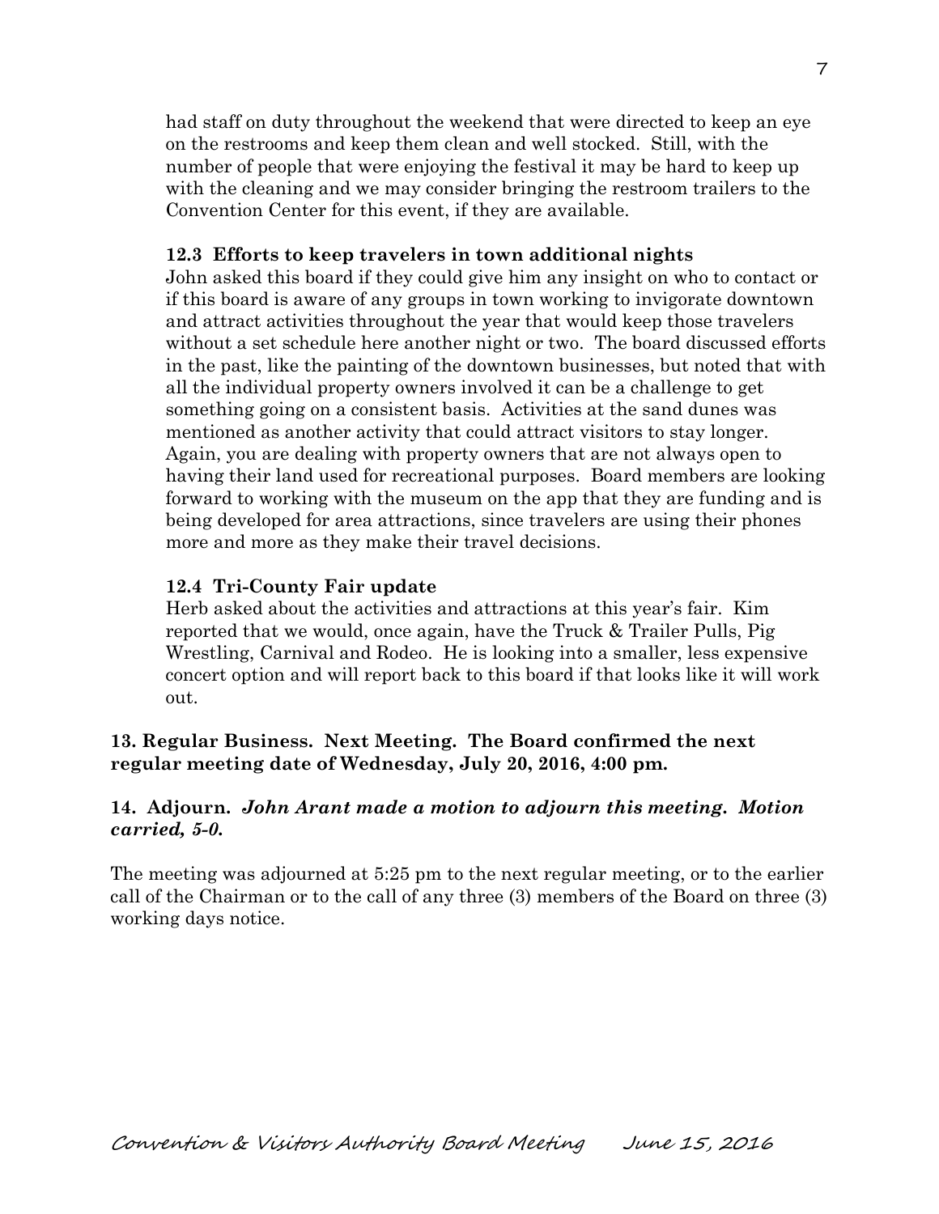had staff on duty throughout the weekend that were directed to keep an eye on the restrooms and keep them clean and well stocked. Still, with the number of people that were enjoying the festival it may be hard to keep up with the cleaning and we may consider bringing the restroom trailers to the Convention Center for this event, if they are available.

**12.3 Efforts to keep travelers in town additional nights**

John asked this board if they could give him any insight on who to contact or if this board is aware of any groups in town working to invigorate downtown and attract activities throughout the year that would keep those travelers without a set schedule here another night or two. The board discussed efforts in the past, like the painting of the downtown businesses, but noted that with all the individual property owners involved it can be a challenge to get something going on a consistent basis. Activities at the sand dunes was mentioned as another activity that could attract visitors to stay longer. Again, you are dealing with property owners that are not always open to having their land used for recreational purposes. Board members are looking forward to working with the museum on the app that they are funding and is being developed for area attractions, since travelers are using their phones more and more as they make their travel decisions.

**12.4 Tri-County Fair update**

Herb asked about the activities and attractions at this year's fair. Kim reported that we would, once again, have the Truck & Trailer Pulls, Pig Wrestling, Carnival and Rodeo. He is looking into a smaller, less expensive concert option and will report back to this board if that looks like it will work out.

**13. Regular Business. Next Meeting. The Board confirmed the next regular meeting date of Wednesday, July 20, 2016, 4:00 pm.**

**14. Adjourn.** ***John Arant made a motion to adjourn this meeting. Motion carried, 5-0.***

The meeting was adjourned at 5:25 pm to the next regular meeting, or to the earlier call of the Chairman or to the call of any three (3) members of the Board on three (3) working days notice.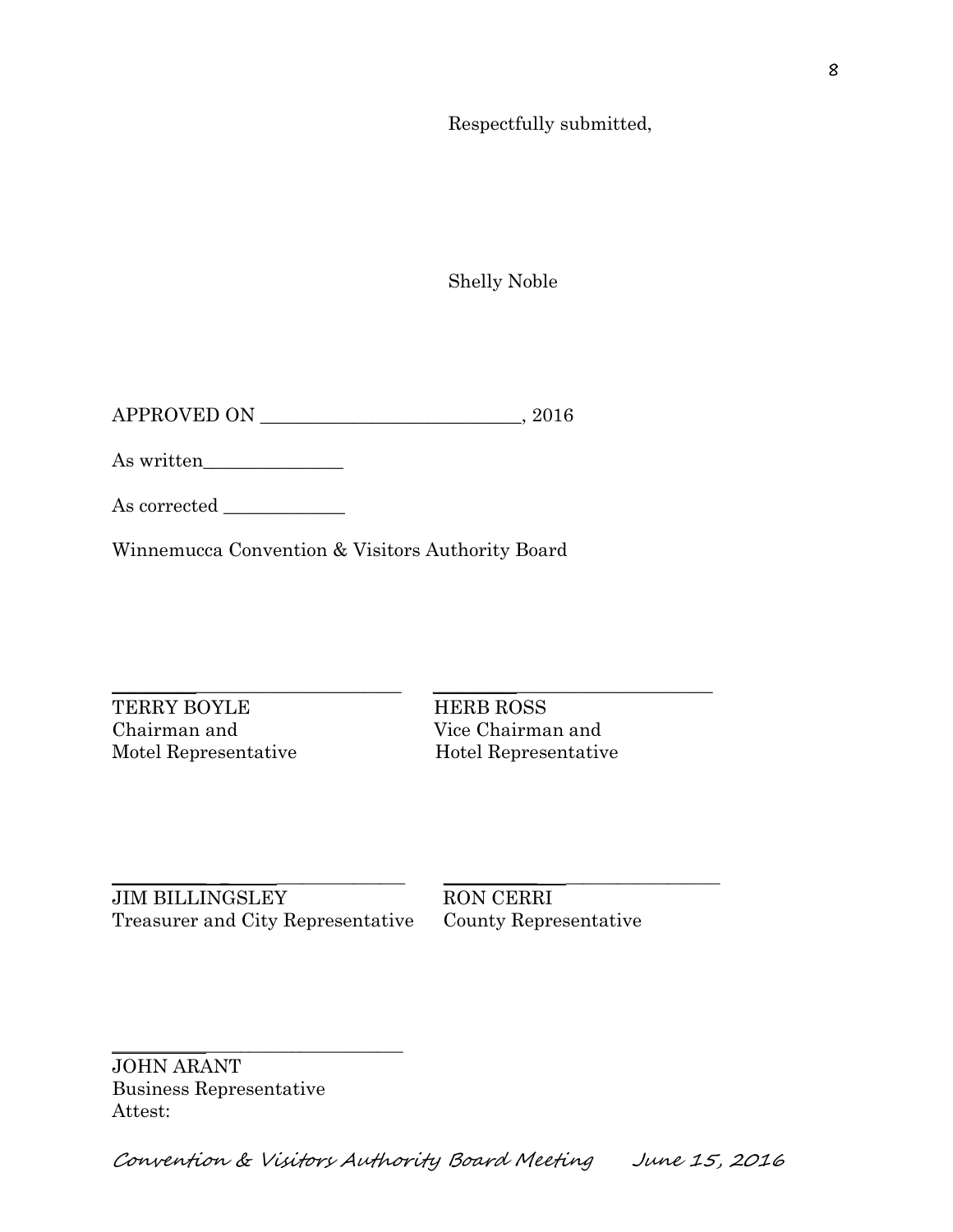Respectfully submitted,

Shelly Noble

APPROVED ON ____________________________, 2016

As written_______________

As corrected _____________

Winnemucca Convention & Visitors Authority Board

| ______________________________ | ______________________________ |
|---|---|
| TERRY BOYLE | HERB ROSS |
| Chairman and | Vice Chairman and |
| Motel Representative | Hotel Representative |

| ______________________________ | ______________________________ |
|---|---|
| JIM BILLINGSLEY | RON CERRI |
| Treasurer and City Representative | County Representative |

______________________________

JOHN ARANT
Business Representative
Attest: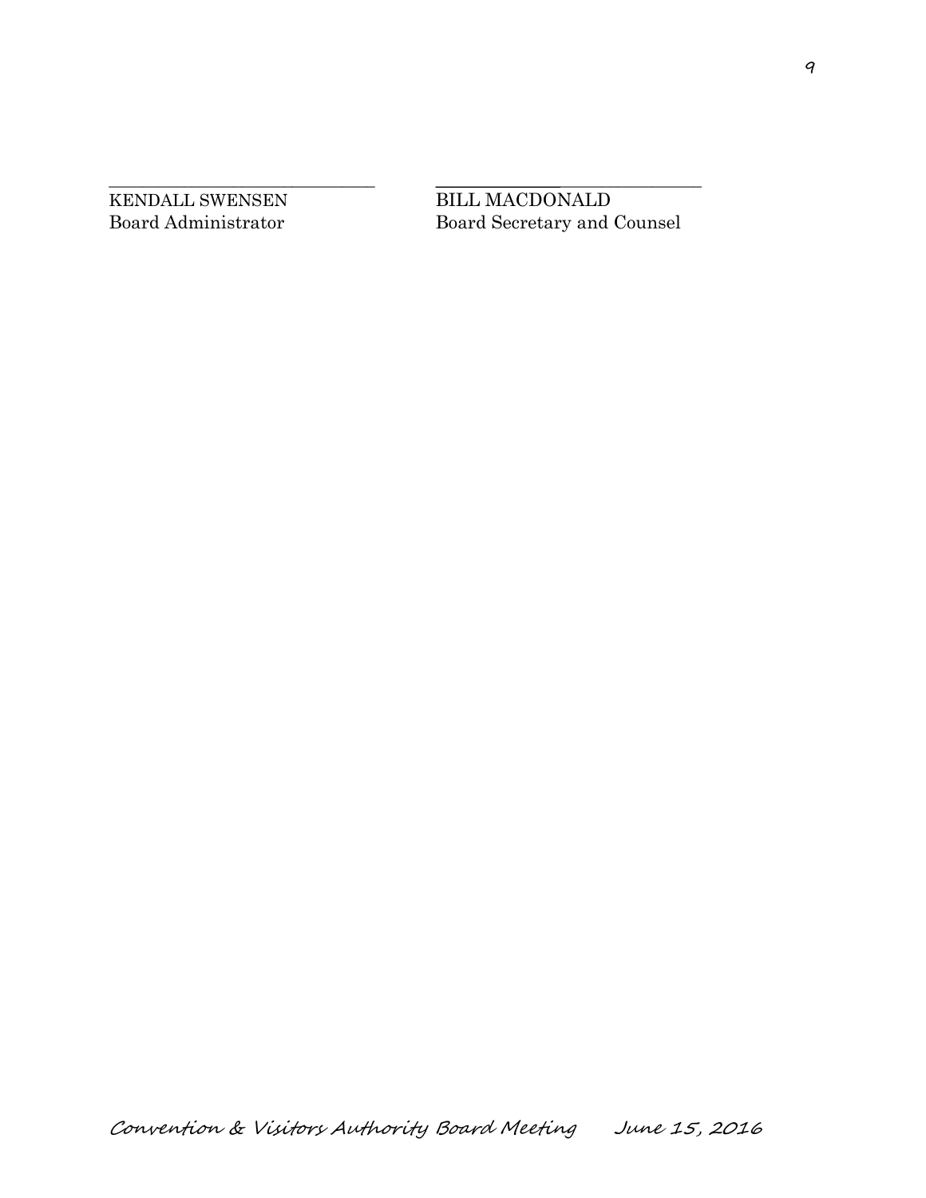_____________________________ _____________________________

KENDALL SWENSEN BILL MACDONALD

Board Administrator Board Secretary and Counsel